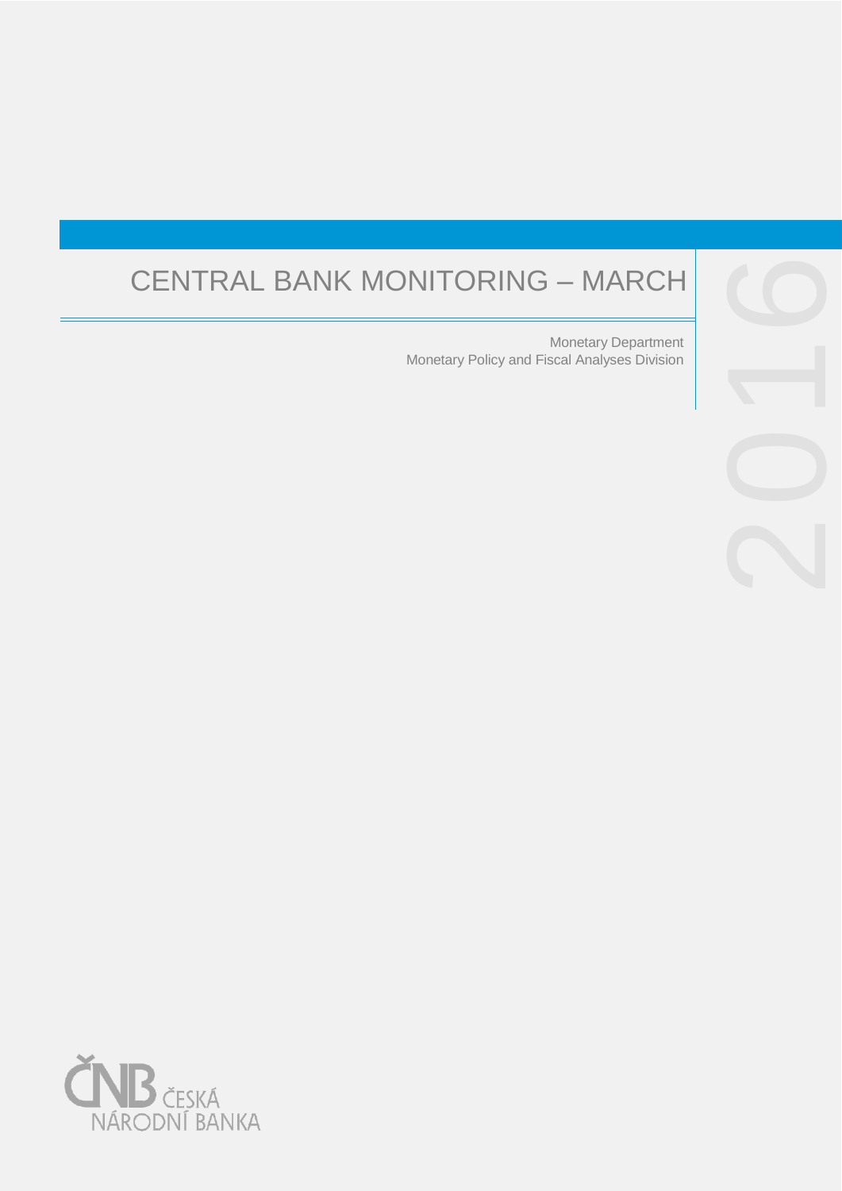# CENTRAL BANK MONITORING – MARCH 2016

Monetary Department
Monetary Policy and Fiscal Analyses Division

ČNB ČESKÁ NÁRODNÍ BANKA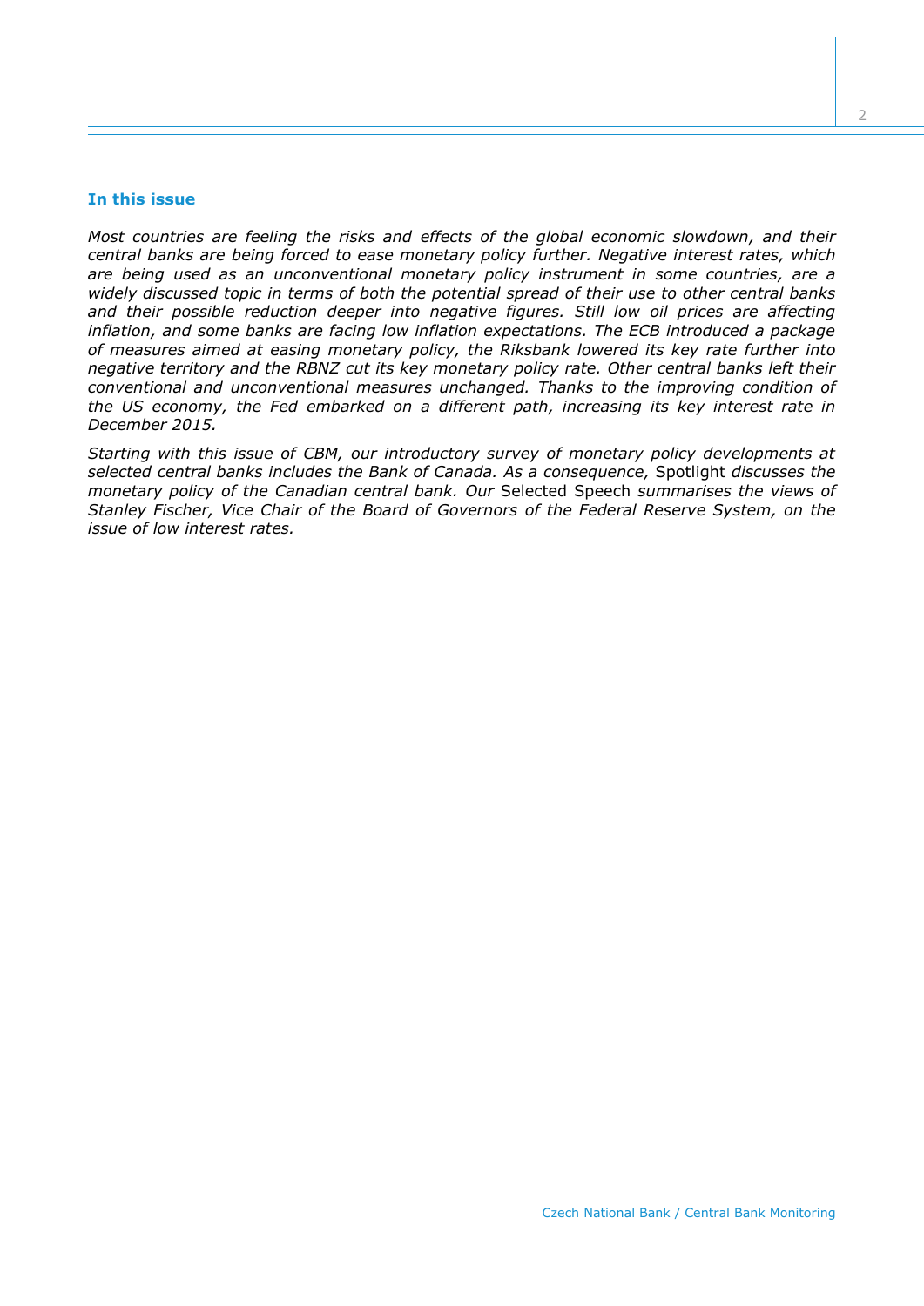## In this issue

*Most countries are feeling the risks and effects of the global economic slowdown, and their central banks are being forced to ease monetary policy further. Negative interest rates, which are being used as an unconventional monetary policy instrument in some countries, are a widely discussed topic in terms of both the potential spread of their use to other central banks and their possible reduction deeper into negative figures. Still low oil prices are affecting inflation, and some banks are facing low inflation expectations. The ECB introduced a package of measures aimed at easing monetary policy, the Riksbank lowered its key rate further into negative territory and the RBNZ cut its key monetary policy rate. Other central banks left their conventional and unconventional measures unchanged. Thanks to the improving condition of the US economy, the Fed embarked on a different path, increasing its key interest rate in December 2015.*

*Starting with this issue of CBM, our introductory survey of monetary policy developments at selected central banks includes the Bank of Canada. As a consequence,* Spotlight *discusses the monetary policy of the Canadian central bank. Our* Selected Speech *summarises the views of Stanley Fischer, Vice Chair of the Board of Governors of the Federal Reserve System, on the issue of low interest rates.*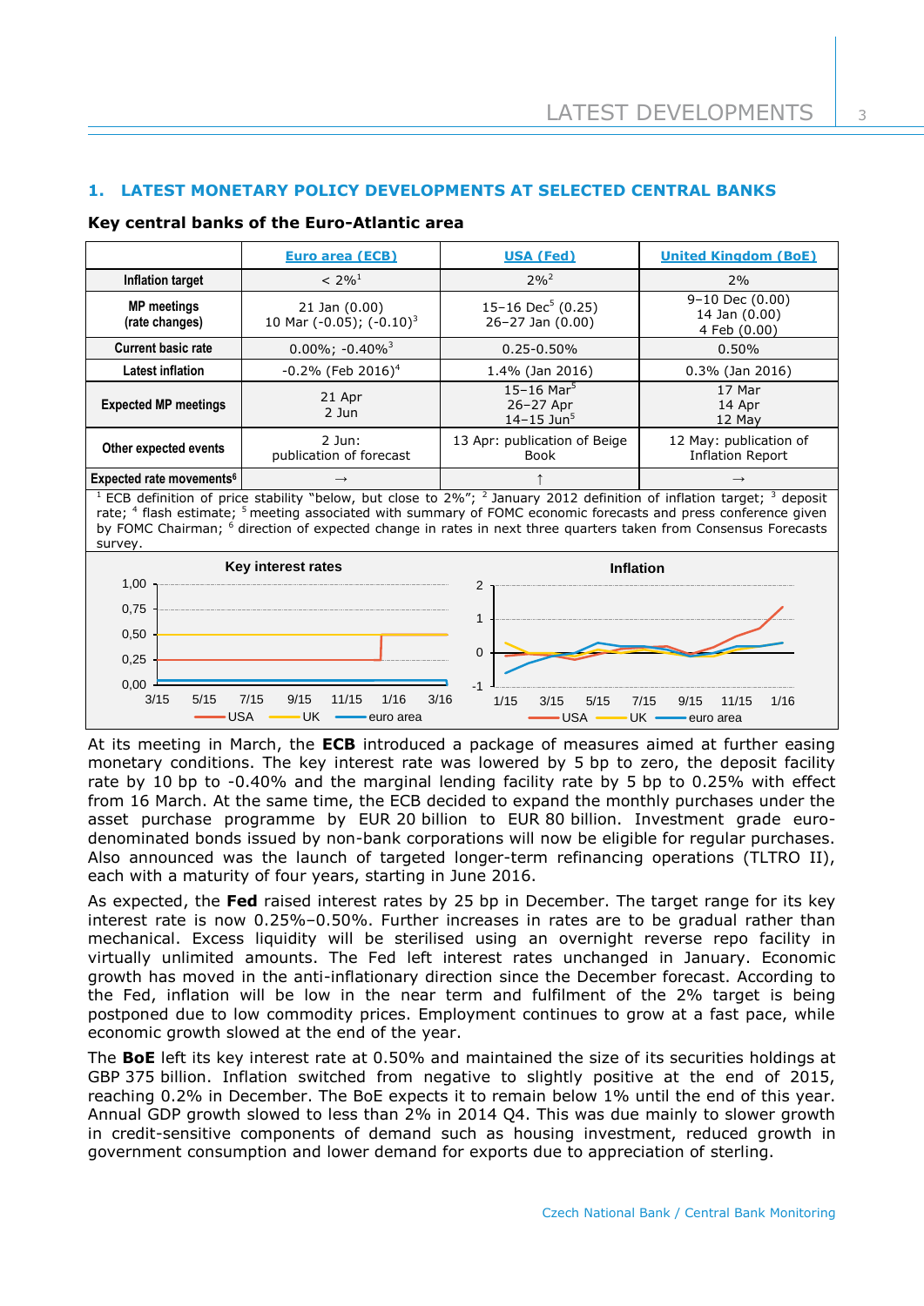## 1. LATEST MONETARY POLICY DEVELOPMENTS AT SELECTED CENTRAL BANKS

**Key central banks of the Euro-Atlantic area**

| | Euro area (ECB) | USA (Fed) | United Kingdom (BoE) |
|---|---|---|---|
| Inflation target | < 2%[1] | 2%[2] | 2% |
| MP meetings (rate changes) | 21 Jan (0.00)<br>10 Mar (-0.05); (-0.10)[3] | 15–16 Dec[5] (0.25)<br>26–27 Jan (0.00) | 9–10 Dec (0.00)<br>14 Jan (0.00)<br>4 Feb (0.00) |
| Current basic rate | 0.00%; -0.40%[3] | 0.25-0.50% | 0.50% |
| Latest inflation | -0.2% (Feb 2016)[4] | 1.4% (Jan 2016) | 0.3% (Jan 2016) |
| Expected MP meetings | 21 Apr<br>2 Jun | 15–16 Mar[5]<br>26–27 Apr<br>14–15 Jun[5] | 17 Mar<br>14 Apr<br>12 May |
| Other expected events | 2 Jun:<br>publication of forecast | 13 Apr: publication of Beige Book | 12 May: publication of Inflation Report |
| Expected rate movements[6] | → | ↑ | → |

[1] ECB definition of price stability "below, but close to 2%"; [2] January 2012 definition of inflation target; [3] deposit rate; [4] flash estimate; [5] meeting associated with summary of FOMC economic forecasts and press conference given by FOMC Chairman; [6] direction of expected change in rates in next three quarters taken from Consensus Forecasts survey.

At its meeting in March, the **ECB** introduced a package of measures aimed at further easing monetary conditions. The key interest rate was lowered by 5 bp to zero, the deposit facility rate by 10 bp to -0.40% and the marginal lending facility rate by 5 bp to 0.25% with effect from 16 March. At the same time, the ECB decided to expand the monthly purchases under the asset purchase programme by EUR 20 billion to EUR 80 billion. Investment grade euro-denominated bonds issued by non-bank corporations will now be eligible for regular purchases. Also announced was the launch of targeted longer-term refinancing operations (TLTRO II), each with a maturity of four years, starting in June 2016.

As expected, the **Fed** raised interest rates by 25 bp in December. The target range for its key interest rate is now 0.25%–0.50%. Further increases in rates are to be gradual rather than mechanical. Excess liquidity will be sterilised using an overnight reverse repo facility in virtually unlimited amounts. The Fed left interest rates unchanged in January. Economic growth has moved in the anti-inflationary direction since the December forecast. According to the Fed, inflation will be low in the near term and fulfilment of the 2% target is being postponed due to low commodity prices. Employment continues to grow at a fast pace, while economic growth slowed at the end of the year.

The **BoE** left its key interest rate at 0.50% and maintained the size of its securities holdings at GBP 375 billion. Inflation switched from negative to slightly positive at the end of 2015, reaching 0.2% in December. The BoE expects it to remain below 1% until the end of this year. Annual GDP growth slowed to less than 2% in 2014 Q4. This was due mainly to slower growth in credit-sensitive components of demand such as housing investment, reduced growth in government consumption and lower demand for exports due to appreciation of sterling.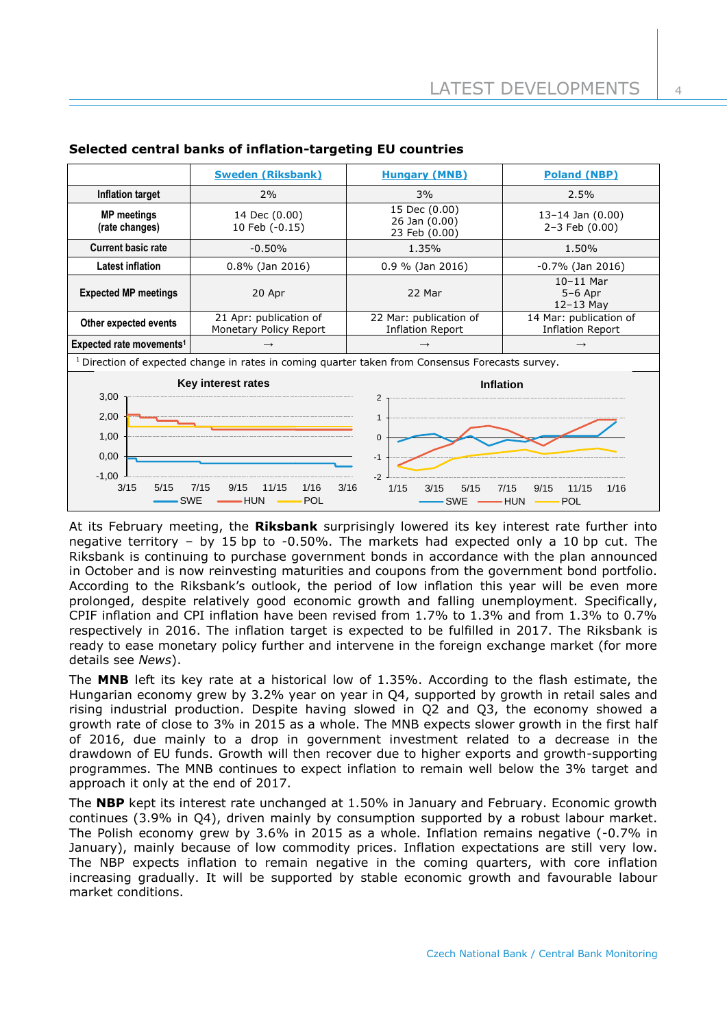**Selected central banks of inflation-targeting EU countries**

| | Sweden (Riksbank) | Hungary (MNB) | Poland (NBP) |
|---|---|---|---|
| Inflation target | 2% | 3% | 2.5% |
| MP meetings (rate changes) | 14 Dec (0.00)<br>10 Feb (-0.15) | 15 Dec (0.00)<br>26 Jan (0.00)<br>23 Feb (0.00) | 13–14 Jan (0.00)<br>2–3 Feb (0.00) |
| Current basic rate | -0.50% | 1.35% | 1.50% |
| Latest inflation | 0.8% (Jan 2016) | 0.9 % (Jan 2016) | -0.7% (Jan 2016) |
| Expected MP meetings | 20 Apr | 22 Mar | 10–11 Mar<br>5–6 Apr<br>12–13 May |
| Other expected events | 21 Apr: publication of Monetary Policy Report | 22 Mar: publication of Inflation Report | 14 Mar: publication of Inflation Report |
| Expected rate movements[1] | → | → | → |

[1] Direction of expected change in rates in coming quarter taken from Consensus Forecasts survey.

At its February meeting, the **Riksbank** surprisingly lowered its key interest rate further into negative territory – by 15 bp to -0.50%. The markets had expected only a 10 bp cut. The Riksbank is continuing to purchase government bonds in accordance with the plan announced in October and is now reinvesting maturities and coupons from the government bond portfolio. According to the Riksbank's outlook, the period of low inflation this year will be even more prolonged, despite relatively good economic growth and falling unemployment. Specifically, CPIF inflation and CPI inflation have been revised from 1.7% to 1.3% and from 1.3% to 0.7% respectively in 2016. The inflation target is expected to be fulfilled in 2017. The Riksbank is ready to ease monetary policy further and intervene in the foreign exchange market (for more details see *News*).

The **MNB** left its key rate at a historical low of 1.35%. According to the flash estimate, the Hungarian economy grew by 3.2% year on year in Q4, supported by growth in retail sales and rising industrial production. Despite having slowed in Q2 and Q3, the economy showed a growth rate of close to 3% in 2015 as a whole. The MNB expects slower growth in the first half of 2016, due mainly to a drop in government investment related to a decrease in the drawdown of EU funds. Growth will then recover due to higher exports and growth-supporting programmes. The MNB continues to expect inflation to remain well below the 3% target and approach it only at the end of 2017.

The **NBP** kept its interest rate unchanged at 1.50% in January and February. Economic growth continues (3.9% in Q4), driven mainly by consumption supported by a robust labour market. The Polish economy grew by 3.6% in 2015 as a whole. Inflation remains negative (-0.7% in January), mainly because of low commodity prices. Inflation expectations are still very low. The NBP expects inflation to remain negative in the coming quarters, with core inflation increasing gradually. It will be supported by stable economic growth and favourable labour market conditions.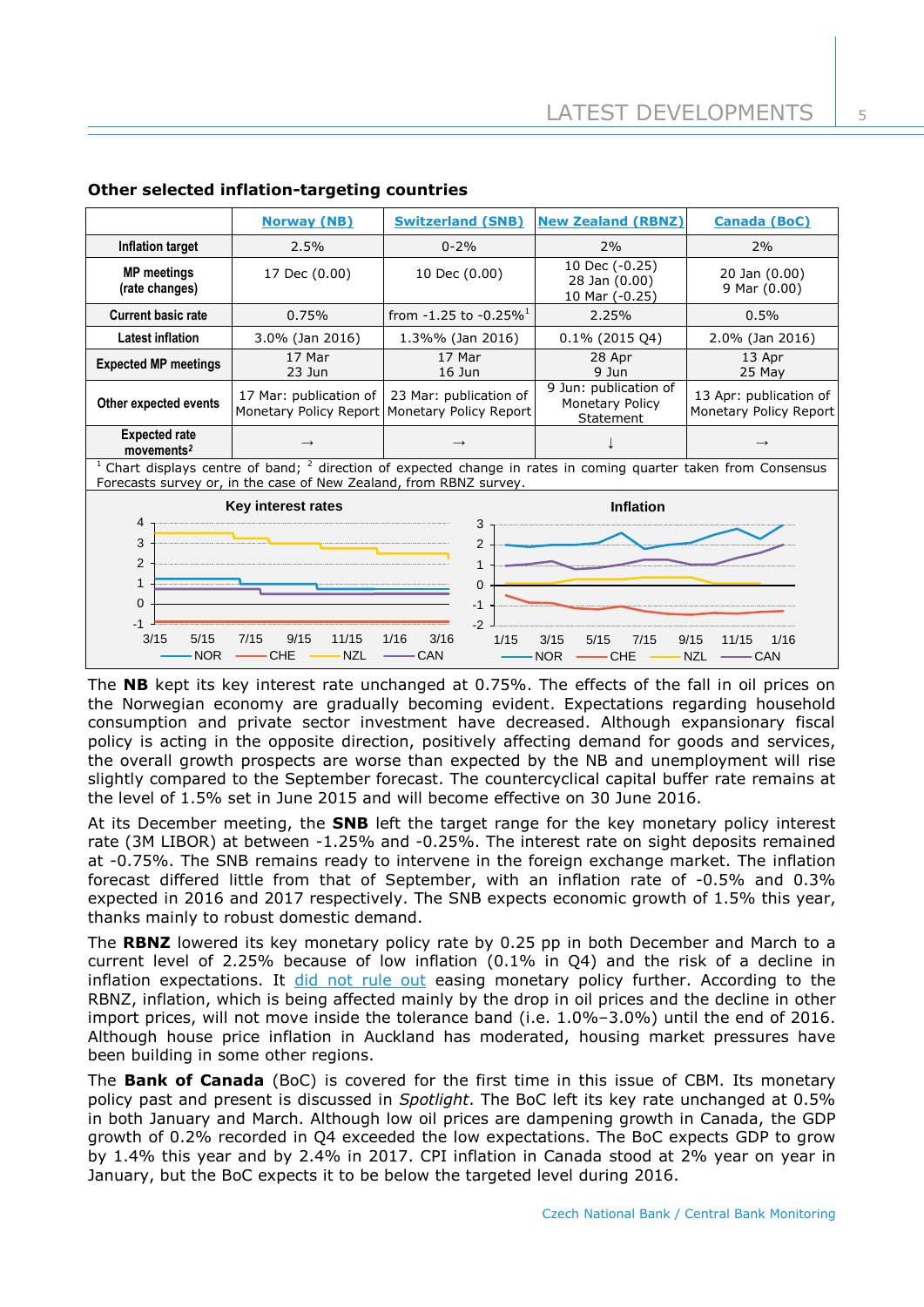### Other selected inflation-targeting countries

| | Norway (NB) | Switzerland (SNB) | New Zealand (RBNZ) | Canada (BoC) |
|---|---|---|---|---|
| **Inflation target** | 2.5% | 0-2% | 2% | 2% |
| **MP meetings (rate changes)** | 17 Dec (0.00) | 10 Dec (0.00) | 10 Dec (-0.25) 28 Jan (0.00) 10 Mar (-0.25) | 20 Jan (0.00) 9 Mar (0.00) |
| **Current basic rate** | 0.75% | from -1.25 to -0.25%[1] | 2.25% | 0.5% |
| **Latest inflation** | 3.0% (Jan 2016) | 1.3%% (Jan 2016) | 0.1% (2015 Q4) | 2.0% (Jan 2016) |
| **Expected MP meetings** | 17 Mar 23 Jun | 17 Mar 16 Jun | 28 Apr 9 Jun | 13 Apr 25 May |
| **Other expected events** | 17 Mar: publication of Monetary Policy Report | 23 Mar: publication of Monetary Policy Report | 9 Jun: publication of Monetary Policy Statement | 13 Apr: publication of Monetary Policy Report |
| **Expected rate movements[2]** | → | → | ↓ | → |

[1] Chart displays centre of band; [2] direction of expected change in rates in coming quarter taken from Consensus Forecasts survey or, in the case of New Zealand, from RBNZ survey.

**Key interest rates** | **Inflation**

(Legend: NOR, CHE, NZL, CAN)

The **NB** kept its key interest rate unchanged at 0.75%. The effects of the fall in oil prices on the Norwegian economy are gradually becoming evident. Expectations regarding household consumption and private sector investment have decreased. Although expansionary fiscal policy is acting in the opposite direction, positively affecting demand for goods and services, the overall growth prospects are worse than expected by the NB and unemployment will rise slightly compared to the September forecast. The countercyclical capital buffer rate remains at the level of 1.5% set in June 2015 and will become effective on 30 June 2016.

At its December meeting, the **SNB** left the target range for the key monetary policy interest rate (3M LIBOR) at between -1.25% and -0.25%. The interest rate on sight deposits remained at -0.75%. The SNB remains ready to intervene in the foreign exchange market. The inflation forecast differed little from that of September, with an inflation rate of -0.5% and 0.3% expected in 2016 and 2017 respectively. The SNB expects economic growth of 1.5% this year, thanks mainly to robust domestic demand.

The **RBNZ** lowered its key monetary policy rate by 0.25 pp in both December and March to a current level of 2.25% because of low inflation (0.1% in Q4) and the risk of a decline in inflation expectations. It did not rule out easing monetary policy further. According to the RBNZ, inflation, which is being affected mainly by the drop in oil prices and the decline in other import prices, will not move inside the tolerance band (i.e. 1.0%–3.0%) until the end of 2016. Although house price inflation in Auckland has moderated, housing market pressures have been building in some other regions.

The **Bank of Canada** (BoC) is covered for the first time in this issue of CBM. Its monetary policy past and present is discussed in *Spotlight*. The BoC left its key rate unchanged at 0.5% in both January and March. Although low oil prices are dampening growth in Canada, the GDP growth of 0.2% recorded in Q4 exceeded the low expectations. The BoC expects GDP to grow by 1.4% this year and by 2.4% in 2017. CPI inflation in Canada stood at 2% year on year in January, but the BoC expects it to be below the targeted level during 2016.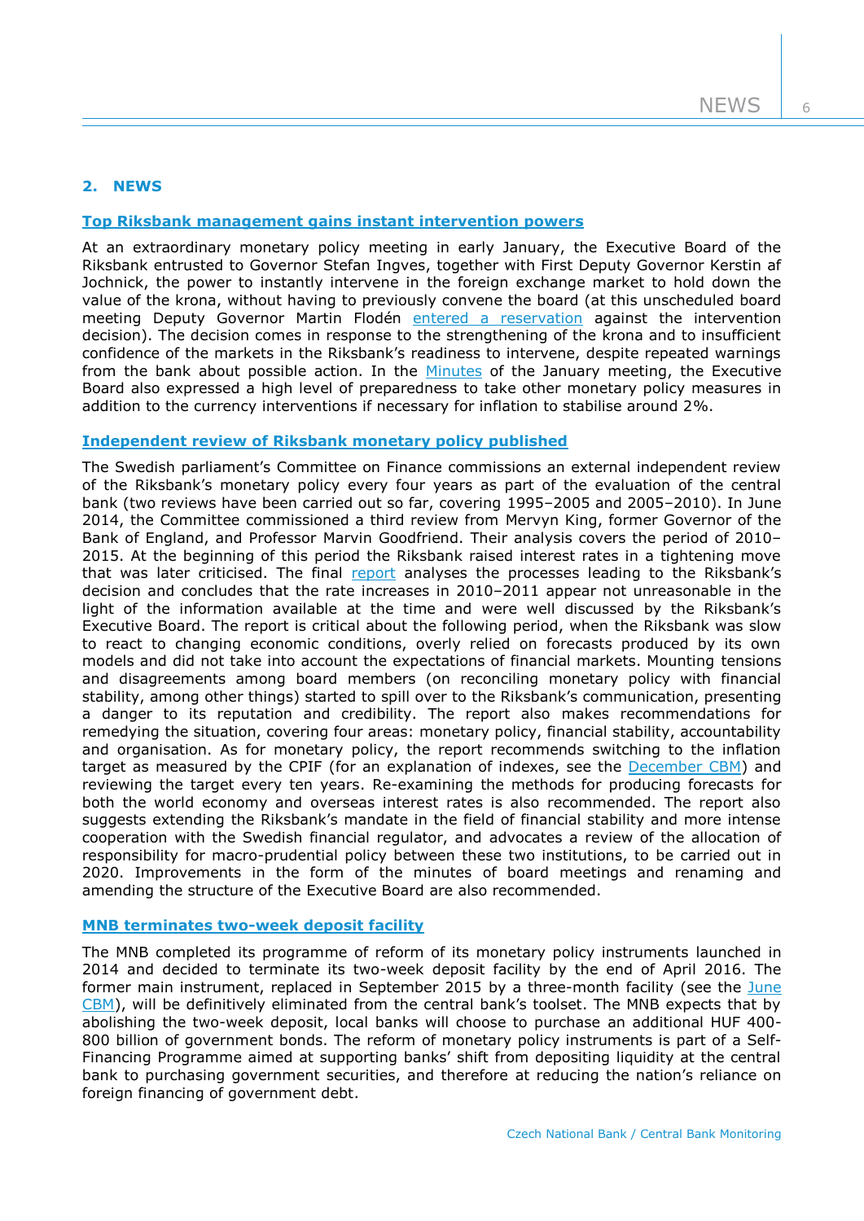## 2. NEWS

### Top Riksbank management gains instant intervention powers

At an extraordinary monetary policy meeting in early January, the Executive Board of the Riksbank entrusted to Governor Stefan Ingves, together with First Deputy Governor Kerstin af Jochnick, the power to instantly intervene in the foreign exchange market to hold down the value of the krona, without having to previously convene the board (at this unscheduled board meeting Deputy Governor Martin Flodén entered a reservation against the intervention decision). The decision comes in response to the strengthening of the krona and to insufficient confidence of the markets in the Riksbank's readiness to intervene, despite repeated warnings from the bank about possible action. In the Minutes of the January meeting, the Executive Board also expressed a high level of preparedness to take other monetary policy measures in addition to the currency interventions if necessary for inflation to stabilise around 2%.

### Independent review of Riksbank monetary policy published

The Swedish parliament's Committee on Finance commissions an external independent review of the Riksbank's monetary policy every four years as part of the evaluation of the central bank (two reviews have been carried out so far, covering 1995–2005 and 2005–2010). In June 2014, the Committee commissioned a third review from Mervyn King, former Governor of the Bank of England, and Professor Marvin Goodfriend. Their analysis covers the period of 2010–2015. At the beginning of this period the Riksbank raised interest rates in a tightening move that was later criticised. The final report analyses the processes leading to the Riksbank's decision and concludes that the rate increases in 2010–2011 appear not unreasonable in the light of the information available at the time and were well discussed by the Riksbank's Executive Board. The report is critical about the following period, when the Riksbank was slow to react to changing economic conditions, overly relied on forecasts produced by its own models and did not take into account the expectations of financial markets. Mounting tensions and disagreements among board members (on reconciling monetary policy with financial stability, among other things) started to spill over to the Riksbank's communication, presenting a danger to its reputation and credibility. The report also makes recommendations for remedying the situation, covering four areas: monetary policy, financial stability, accountability and organisation. As for monetary policy, the report recommends switching to the inflation target as measured by the CPIF (for an explanation of indexes, see the December CBM) and reviewing the target every ten years. Re-examining the methods for producing forecasts for both the world economy and overseas interest rates is also recommended. The report also suggests extending the Riksbank's mandate in the field of financial stability and more intense cooperation with the Swedish financial regulator, and advocates a review of the allocation of responsibility for macro-prudential policy between these two institutions, to be carried out in 2020. Improvements in the form of the minutes of board meetings and renaming and amending the structure of the Executive Board are also recommended.

### MNB terminates two-week deposit facility

The MNB completed its programme of reform of its monetary policy instruments launched in 2014 and decided to terminate its two-week deposit facility by the end of April 2016. The former main instrument, replaced in September 2015 by a three-month facility (see the June CBM), will be definitively eliminated from the central bank's toolset. The MNB expects that by abolishing the two-week deposit, local banks will choose to purchase an additional HUF 400-800 billion of government bonds. The reform of monetary policy instruments is part of a Self-Financing Programme aimed at supporting banks' shift from depositing liquidity at the central bank to purchasing government securities, and therefore at reducing the nation's reliance on foreign financing of government debt.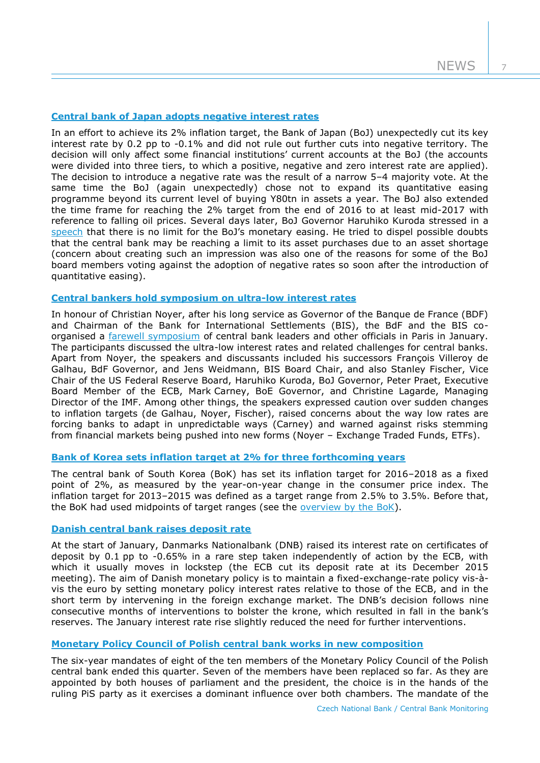## Central bank of Japan adopts negative interest rates

In an effort to achieve its 2% inflation target, the Bank of Japan (BoJ) unexpectedly cut its key interest rate by 0.2 pp to -0.1% and did not rule out further cuts into negative territory. The decision will only affect some financial institutions' current accounts at the BoJ (the accounts were divided into three tiers, to which a positive, negative and zero interest rate are applied). The decision to introduce a negative rate was the result of a narrow 5–4 majority vote. At the same time the BoJ (again unexpectedly) chose not to expand its quantitative easing programme beyond its current level of buying Y80tn in assets a year. The BoJ also extended the time frame for reaching the 2% target from the end of 2016 to at least mid-2017 with reference to falling oil prices. Several days later, BoJ Governor Haruhiko Kuroda stressed in a speech that there is no limit for the BoJ's monetary easing. He tried to dispel possible doubts that the central bank may be reaching a limit to its asset purchases due to an asset shortage (concern about creating such an impression was also one of the reasons for some of the BoJ board members voting against the adoption of negative rates so soon after the introduction of quantitative easing).

## Central bankers hold symposium on ultra-low interest rates

In honour of Christian Noyer, after his long service as Governor of the Banque de France (BDF) and Chairman of the Bank for International Settlements (BIS), the BdF and the BIS co-organised a farewell symposium of central bank leaders and other officials in Paris in January. The participants discussed the ultra-low interest rates and related challenges for central banks. Apart from Noyer, the speakers and discussants included his successors François Villeroy de Galhau, BdF Governor, and Jens Weidmann, BIS Board Chair, and also Stanley Fischer, Vice Chair of the US Federal Reserve Board, Haruhiko Kuroda, BoJ Governor, Peter Praet, Executive Board Member of the ECB, Mark Carney, BoE Governor, and Christine Lagarde, Managing Director of the IMF. Among other things, the speakers expressed caution over sudden changes to inflation targets (de Galhau, Noyer, Fischer), raised concerns about the way low rates are forcing banks to adapt in unpredictable ways (Carney) and warned against risks stemming from financial markets being pushed into new forms (Noyer – Exchange Traded Funds, ETFs).

## Bank of Korea sets inflation target at 2% for three forthcoming years

The central bank of South Korea (BoK) has set its inflation target for 2016–2018 as a fixed point of 2%, as measured by the year-on-year change in the consumer price index. The inflation target for 2013–2015 was defined as a target range from 2.5% to 3.5%. Before that, the BoK had used midpoints of target ranges (see the overview by the BoK).

## Danish central bank raises deposit rate

At the start of January, Danmarks Nationalbank (DNB) raised its interest rate on certificates of deposit by 0.1 pp to -0.65% in a rare step taken independently of action by the ECB, with which it usually moves in lockstep (the ECB cut its deposit rate at its December 2015 meeting). The aim of Danish monetary policy is to maintain a fixed-exchange-rate policy vis-à-vis the euro by setting monetary policy interest rates relative to those of the ECB, and in the short term by intervening in the foreign exchange market. The DNB's decision follows nine consecutive months of interventions to bolster the krone, which resulted in fall in the bank's reserves. The January interest rate rise slightly reduced the need for further interventions.

## Monetary Policy Council of Polish central bank works in new composition

The six-year mandates of eight of the ten members of the Monetary Policy Council of the Polish central bank ended this quarter. Seven of the members have been replaced so far. As they are appointed by both houses of parliament and the president, the choice is in the hands of the ruling PiS party as it exercises a dominant influence over both chambers. The mandate of the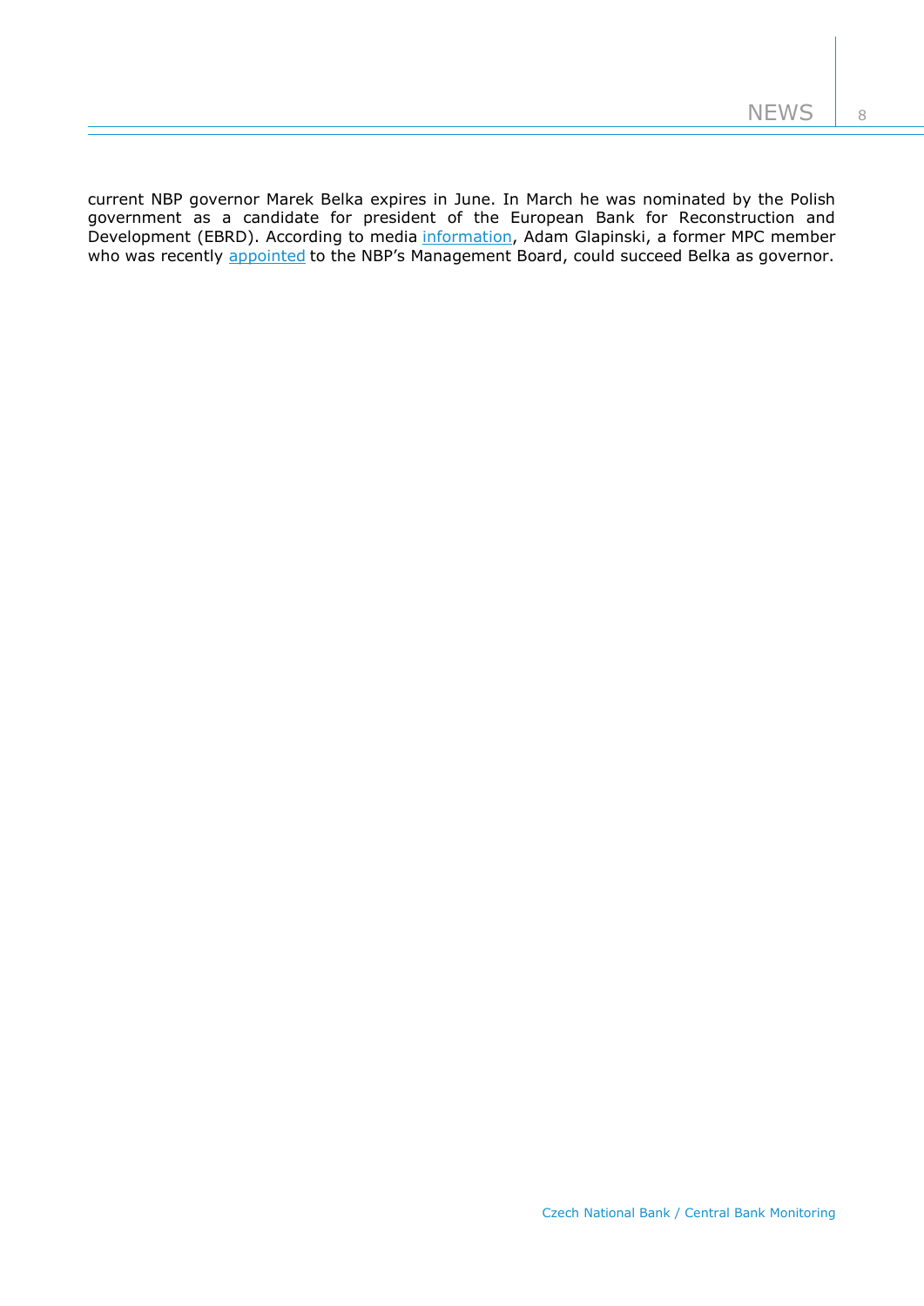current NBP governor Marek Belka expires in June. In March he was nominated by the Polish government as a candidate for president of the European Bank for Reconstruction and Development (EBRD). According to media information, Adam Glapinski, a former MPC member who was recently appointed to the NBP's Management Board, could succeed Belka as governor.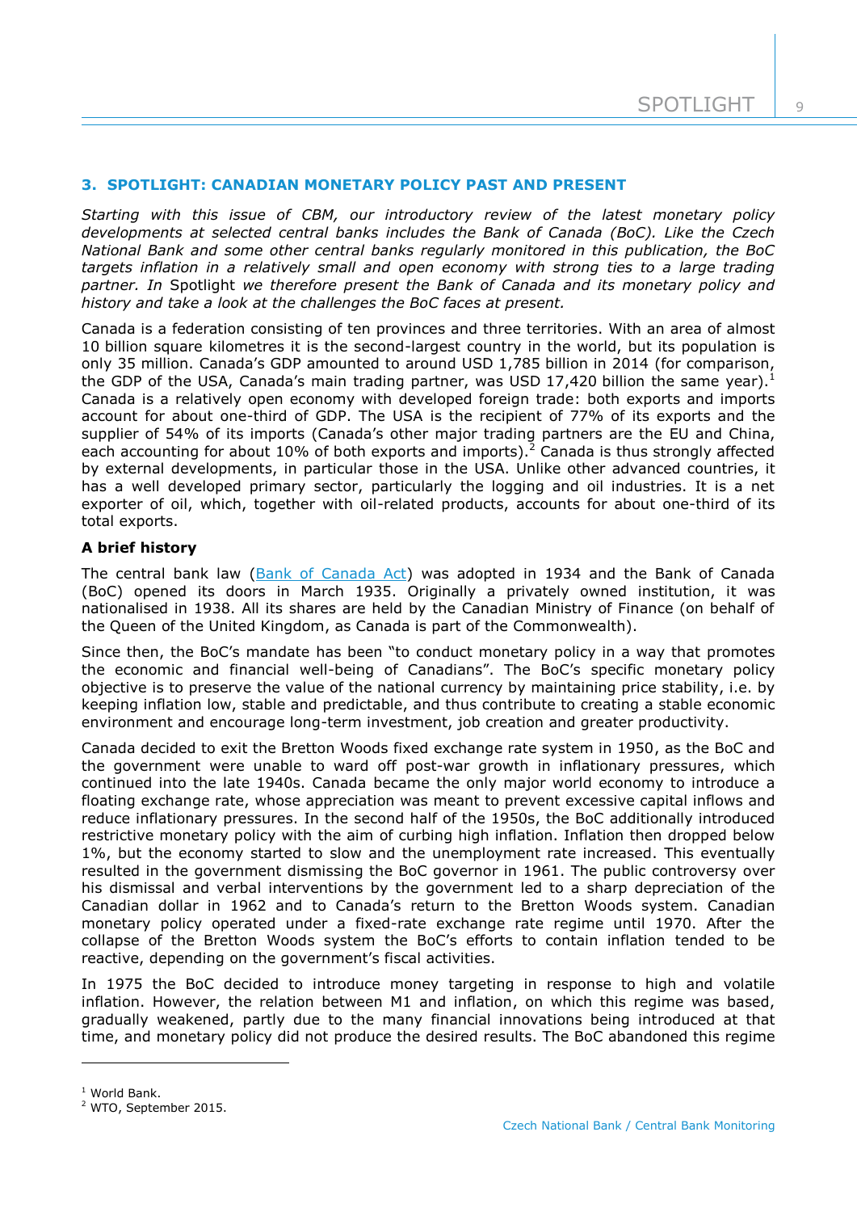## 3. SPOTLIGHT: CANADIAN MONETARY POLICY PAST AND PRESENT

*Starting with this issue of CBM, our introductory review of the latest monetary policy developments at selected central banks includes the Bank of Canada (BoC). Like the Czech National Bank and some other central banks regularly monitored in this publication, the BoC targets inflation in a relatively small and open economy with strong ties to a large trading partner. In* Spotlight *we therefore present the Bank of Canada and its monetary policy and history and take a look at the challenges the BoC faces at present.*

Canada is a federation consisting of ten provinces and three territories. With an area of almost 10 billion square kilometres it is the second-largest country in the world, but its population is only 35 million. Canada's GDP amounted to around USD 1,785 billion in 2014 (for comparison, the GDP of the USA, Canada's main trading partner, was USD 17,420 billion the same year).[1] Canada is a relatively open economy with developed foreign trade: both exports and imports account for about one-third of GDP. The USA is the recipient of 77% of its exports and the supplier of 54% of its imports (Canada's other major trading partners are the EU and China, each accounting for about 10% of both exports and imports).[2] Canada is thus strongly affected by external developments, in particular those in the USA. Unlike other advanced countries, it has a well developed primary sector, particularly the logging and oil industries. It is a net exporter of oil, which, together with oil-related products, accounts for about one-third of its total exports.

**A brief history**

The central bank law (Bank of Canada Act) was adopted in 1934 and the Bank of Canada (BoC) opened its doors in March 1935. Originally a privately owned institution, it was nationalised in 1938. All its shares are held by the Canadian Ministry of Finance (on behalf of the Queen of the United Kingdom, as Canada is part of the Commonwealth).

Since then, the BoC's mandate has been "to conduct monetary policy in a way that promotes the economic and financial well-being of Canadians". The BoC's specific monetary policy objective is to preserve the value of the national currency by maintaining price stability, i.e. by keeping inflation low, stable and predictable, and thus contribute to creating a stable economic environment and encourage long-term investment, job creation and greater productivity.

Canada decided to exit the Bretton Woods fixed exchange rate system in 1950, as the BoC and the government were unable to ward off post-war growth in inflationary pressures, which continued into the late 1940s. Canada became the only major world economy to introduce a floating exchange rate, whose appreciation was meant to prevent excessive capital inflows and reduce inflationary pressures. In the second half of the 1950s, the BoC additionally introduced restrictive monetary policy with the aim of curbing high inflation. Inflation then dropped below 1%, but the economy started to slow and the unemployment rate increased. This eventually resulted in the government dismissing the BoC governor in 1961. The public controversy over his dismissal and verbal interventions by the government led to a sharp depreciation of the Canadian dollar in 1962 and to Canada's return to the Bretton Woods system. Canadian monetary policy operated under a fixed-rate exchange rate regime until 1970. After the collapse of the Bretton Woods system the BoC's efforts to contain inflation tended to be reactive, depending on the government's fiscal activities.

In 1975 the BoC decided to introduce money targeting in response to high and volatile inflation. However, the relation between M1 and inflation, on which this regime was based, gradually weakened, partly due to the many financial innovations being introduced at that time, and monetary policy did not produce the desired results. The BoC abandoned this regime

---

[1] World Bank.

[2] WTO, September 2015.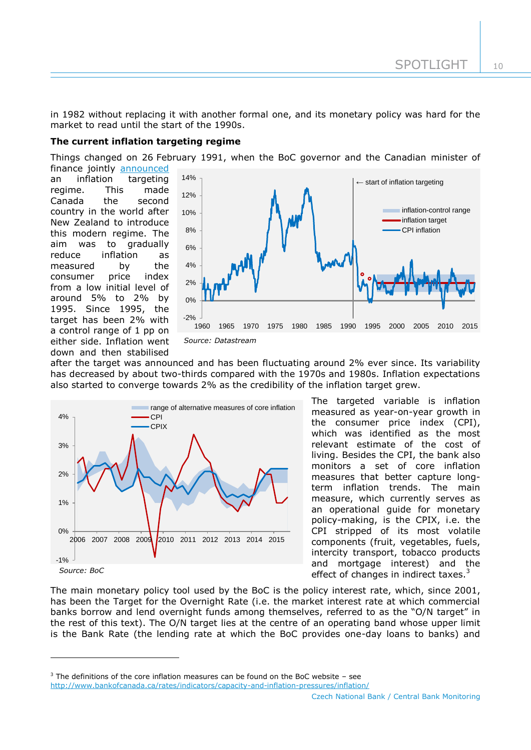in 1982 without replacing it with another formal one, and its monetary policy was hard for the market to read until the start of the 1990s.

**The current inflation targeting regime**

Things changed on 26 February 1991, when the BoC governor and the Canadian minister of finance jointly announced an inflation targeting regime. This made Canada the second country in the world after New Zealand to introduce this modern regime. The aim was to gradually reduce inflation as measured by the consumer price index from a low initial level of around 5% to 2% by 1995. Since 1995, the target has been 2% with a control range of 1 pp on either side. Inflation went down and then stabilised after the target was announced and has been fluctuating around 2% ever since. Its variability has decreased by about two-thirds compared with the 1970s and 1980s. Inflation expectations also started to converge towards 2% as the credibility of the inflation target grew.

*Source: Datastream*

The targeted variable is inflation measured as year-on-year growth in the consumer price index (CPI), which was identified as the most relevant estimate of the cost of living. Besides the CPI, the bank also monitors a set of core inflation measures that better capture long-term inflation trends. The main measure, which currently serves as an operational guide for monetary policy-making, is the CPIX, i.e. the CPI stripped of its most volatile components (fruit, vegetables, fuels, intercity transport, tobacco products and mortgage interest) and the effect of changes in indirect taxes.[3]

*Source: BoC*

The main monetary policy tool used by the BoC is the policy interest rate, which, since 2001, has been the Target for the Overnight Rate (i.e. the market interest rate at which commercial banks borrow and lend overnight funds among themselves, referred to as the "O/N target" in the rest of this text). The O/N target lies at the centre of an operating band whose upper limit is the Bank Rate (the lending rate at which the BoC provides one-day loans to banks) and

---

[3] The definitions of the core inflation measures can be found on the BoC website – see http://www.bankofcanada.ca/rates/indicators/capacity-and-inflation-pressures/inflation/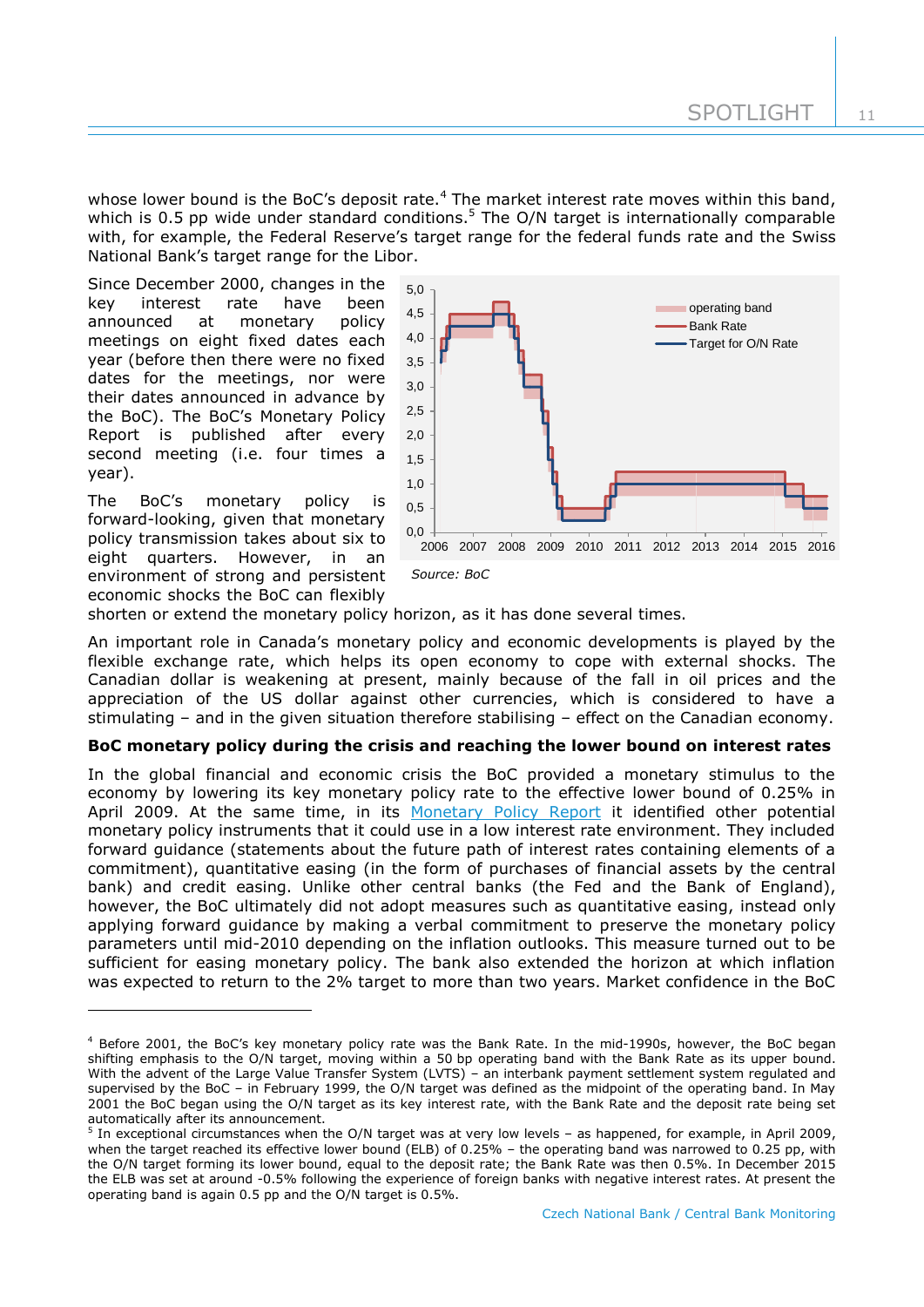whose lower bound is the BoC's deposit rate.[4] The market interest rate moves within this band, which is 0.5 pp wide under standard conditions.[5] The O/N target is internationally comparable with, for example, the Federal Reserve's target range for the federal funds rate and the Swiss National Bank's target range for the Libor.

Since December 2000, changes in the key interest rate have been announced at monetary policy meetings on eight fixed dates each year (before then there were no fixed dates for the meetings, nor were their dates announced in advance by the BoC). The BoC's Monetary Policy Report is published after every second meeting (i.e. four times a year).

The BoC's monetary policy is forward-looking, given that monetary policy transmission takes about six to eight quarters. However, in an environment of strong and persistent economic shocks the BoC can flexibly shorten or extend the monetary policy horizon, as it has done several times.

Source: BoC

An important role in Canada's monetary policy and economic developments is played by the flexible exchange rate, which helps its open economy to cope with external shocks. The Canadian dollar is weakening at present, mainly because of the fall in oil prices and the appreciation of the US dollar against other currencies, which is considered to have a stimulating – and in the given situation therefore stabilising – effect on the Canadian economy.

**BoC monetary policy during the crisis and reaching the lower bound on interest rates**

In the global financial and economic crisis the BoC provided a monetary stimulus to the economy by lowering its key monetary policy rate to the effective lower bound of 0.25% in April 2009. At the same time, in its Monetary Policy Report it identified other potential monetary policy instruments that it could use in a low interest rate environment. They included forward guidance (statements about the future path of interest rates containing elements of a commitment), quantitative easing (in the form of purchases of financial assets by the central bank) and credit easing. Unlike other central banks (the Fed and the Bank of England), however, the BoC ultimately did not adopt measures such as quantitative easing, instead only applying forward guidance by making a verbal commitment to preserve the monetary policy parameters until mid-2010 depending on the inflation outlooks. This measure turned out to be sufficient for easing monetary policy. The bank also extended the horizon at which inflation was expected to return to the 2% target to more than two years. Market confidence in the BoC

---

[4] Before 2001, the BoC's key monetary policy rate was the Bank Rate. In the mid-1990s, however, the BoC began shifting emphasis to the O/N target, moving within a 50 bp operating band with the Bank Rate as its upper bound. With the advent of the Large Value Transfer System (LVTS) – an interbank payment settlement system regulated and supervised by the BoC – in February 1999, the O/N target was defined as the midpoint of the operating band. In May 2001 the BoC began using the O/N target as its key interest rate, with the Bank Rate and the deposit rate being set automatically after its announcement.

[5] In exceptional circumstances when the O/N target was at very low levels – as happened, for example, in April 2009, when the target reached its effective lower bound (ELB) of 0.25% – the operating band was narrowed to 0.25 pp, with the O/N target forming its lower bound, equal to the deposit rate; the Bank Rate was then 0.5%. In December 2015 the ELB was set at around -0.5% following the experience of foreign banks with negative interest rates. At present the operating band is again 0.5 pp and the O/N target is 0.5%.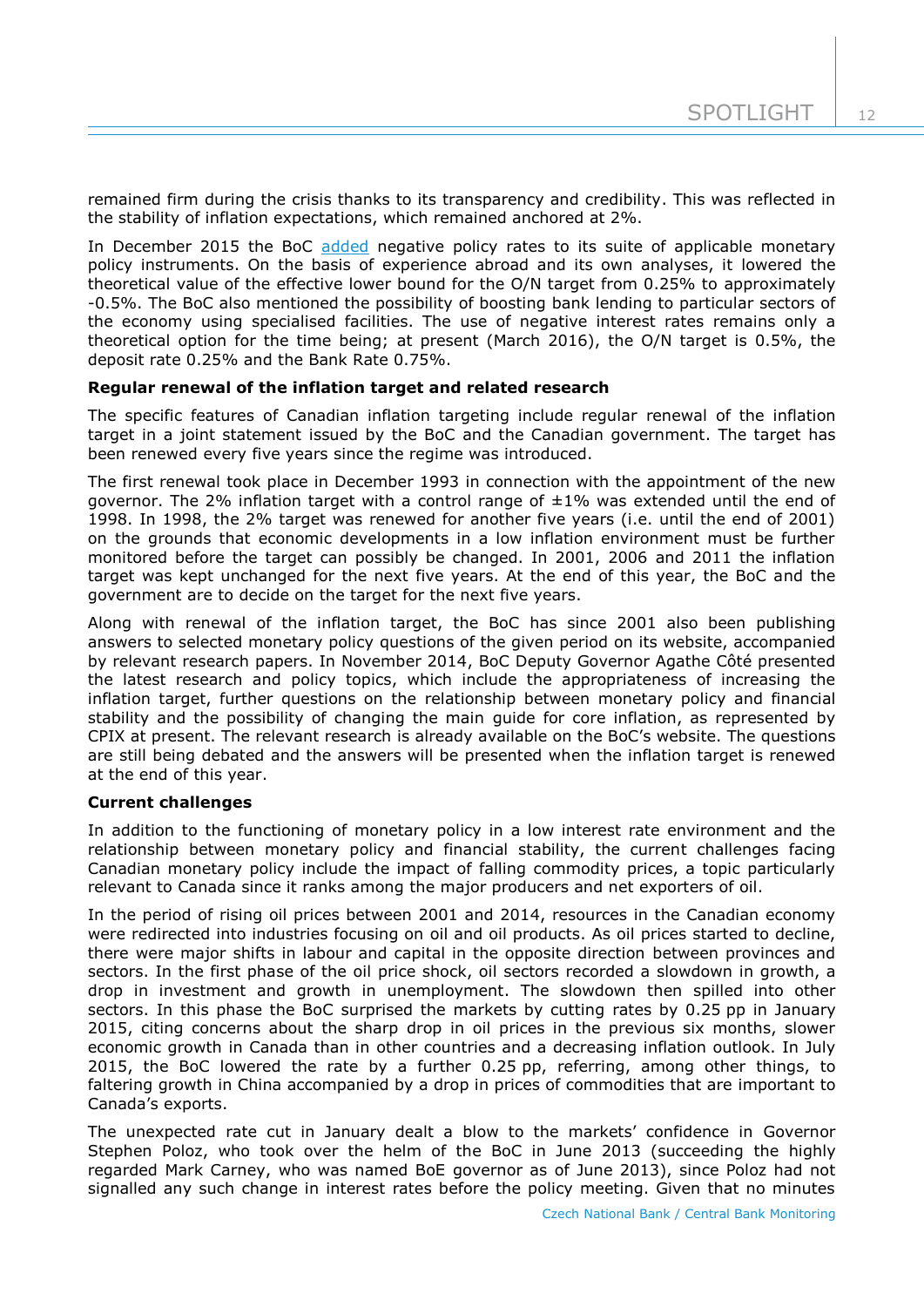remained firm during the crisis thanks to its transparency and credibility. This was reflected in the stability of inflation expectations, which remained anchored at 2%.

In December 2015 the BoC added negative policy rates to its suite of applicable monetary policy instruments. On the basis of experience abroad and its own analyses, it lowered the theoretical value of the effective lower bound for the O/N target from 0.25% to approximately -0.5%. The BoC also mentioned the possibility of boosting bank lending to particular sectors of the economy using specialised facilities. The use of negative interest rates remains only a theoretical option for the time being; at present (March 2016), the O/N target is 0.5%, the deposit rate 0.25% and the Bank Rate 0.75%.

**Regular renewal of the inflation target and related research**

The specific features of Canadian inflation targeting include regular renewal of the inflation target in a joint statement issued by the BoC and the Canadian government. The target has been renewed every five years since the regime was introduced.

The first renewal took place in December 1993 in connection with the appointment of the new governor. The 2% inflation target with a control range of ±1% was extended until the end of 1998. In 1998, the 2% target was renewed for another five years (i.e. until the end of 2001) on the grounds that economic developments in a low inflation environment must be further monitored before the target can possibly be changed. In 2001, 2006 and 2011 the inflation target was kept unchanged for the next five years. At the end of this year, the BoC and the government are to decide on the target for the next five years.

Along with renewal of the inflation target, the BoC has since 2001 also been publishing answers to selected monetary policy questions of the given period on its website, accompanied by relevant research papers. In November 2014, BoC Deputy Governor Agathe Côté presented the latest research and policy topics, which include the appropriateness of increasing the inflation target, further questions on the relationship between monetary policy and financial stability and the possibility of changing the main guide for core inflation, as represented by CPIX at present. The relevant research is already available on the BoC's website. The questions are still being debated and the answers will be presented when the inflation target is renewed at the end of this year.

**Current challenges**

In addition to the functioning of monetary policy in a low interest rate environment and the relationship between monetary policy and financial stability, the current challenges facing Canadian monetary policy include the impact of falling commodity prices, a topic particularly relevant to Canada since it ranks among the major producers and net exporters of oil.

In the period of rising oil prices between 2001 and 2014, resources in the Canadian economy were redirected into industries focusing on oil and oil products. As oil prices started to decline, there were major shifts in labour and capital in the opposite direction between provinces and sectors. In the first phase of the oil price shock, oil sectors recorded a slowdown in growth, a drop in investment and growth in unemployment. The slowdown then spilled into other sectors. In this phase the BoC surprised the markets by cutting rates by 0.25 pp in January 2015, citing concerns about the sharp drop in oil prices in the previous six months, slower economic growth in Canada than in other countries and a decreasing inflation outlook. In July 2015, the BoC lowered the rate by a further 0.25 pp, referring, among other things, to faltering growth in China accompanied by a drop in prices of commodities that are important to Canada's exports.

The unexpected rate cut in January dealt a blow to the markets' confidence in Governor Stephen Poloz, who took over the helm of the BoC in June 2013 (succeeding the highly regarded Mark Carney, who was named BoE governor as of June 2013), since Poloz had not signalled any such change in interest rates before the policy meeting. Given that no minutes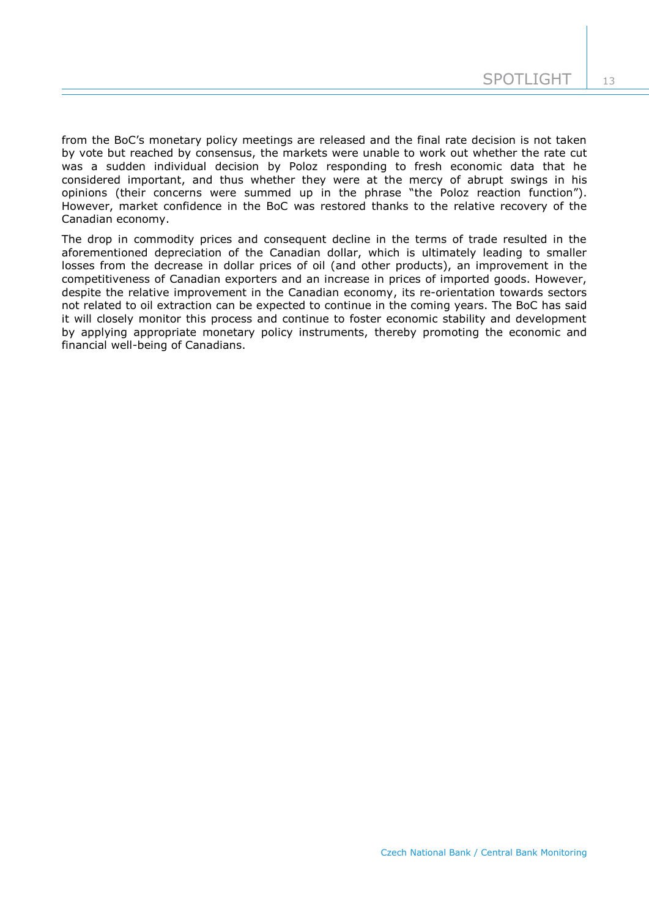from the BoC's monetary policy meetings are released and the final rate decision is not taken by vote but reached by consensus, the markets were unable to work out whether the rate cut was a sudden individual decision by Poloz responding to fresh economic data that he considered important, and thus whether they were at the mercy of abrupt swings in his opinions (their concerns were summed up in the phrase "the Poloz reaction function"). However, market confidence in the BoC was restored thanks to the relative recovery of the Canadian economy.

The drop in commodity prices and consequent decline in the terms of trade resulted in the aforementioned depreciation of the Canadian dollar, which is ultimately leading to smaller losses from the decrease in dollar prices of oil (and other products), an improvement in the competitiveness of Canadian exporters and an increase in prices of imported goods. However, despite the relative improvement in the Canadian economy, its re-orientation towards sectors not related to oil extraction can be expected to continue in the coming years. The BoC has said it will closely monitor this process and continue to foster economic stability and development by applying appropriate monetary policy instruments, thereby promoting the economic and financial well-being of Canadians.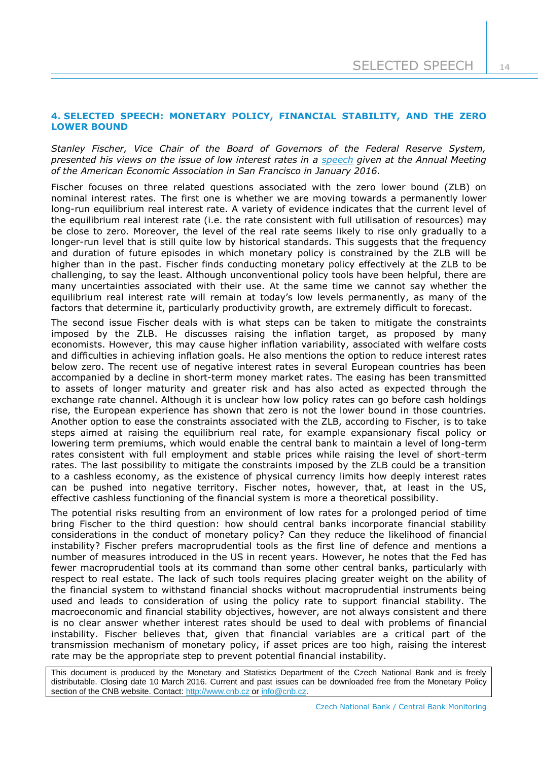## 4. SELECTED SPEECH: MONETARY POLICY, FINANCIAL STABILITY, AND THE ZERO LOWER BOUND

*Stanley Fischer, Vice Chair of the Board of Governors of the Federal Reserve System, presented his views on the issue of low interest rates in a speech given at the Annual Meeting of the American Economic Association in San Francisco in January 2016.*

Fischer focuses on three related questions associated with the zero lower bound (ZLB) on nominal interest rates. The first one is whether we are moving towards a permanently lower long-run equilibrium real interest rate. A variety of evidence indicates that the current level of the equilibrium real interest rate (i.e. the rate consistent with full utilisation of resources) may be close to zero. Moreover, the level of the real rate seems likely to rise only gradually to a longer-run level that is still quite low by historical standards. This suggests that the frequency and duration of future episodes in which monetary policy is constrained by the ZLB will be higher than in the past. Fischer finds conducting monetary policy effectively at the ZLB to be challenging, to say the least. Although unconventional policy tools have been helpful, there are many uncertainties associated with their use. At the same time we cannot say whether the equilibrium real interest rate will remain at today's low levels permanently, as many of the factors that determine it, particularly productivity growth, are extremely difficult to forecast.

The second issue Fischer deals with is what steps can be taken to mitigate the constraints imposed by the ZLB. He discusses raising the inflation target, as proposed by many economists. However, this may cause higher inflation variability, associated with welfare costs and difficulties in achieving inflation goals. He also mentions the option to reduce interest rates below zero. The recent use of negative interest rates in several European countries has been accompanied by a decline in short-term money market rates. The easing has been transmitted to assets of longer maturity and greater risk and has also acted as expected through the exchange rate channel. Although it is unclear how low policy rates can go before cash holdings rise, the European experience has shown that zero is not the lower bound in those countries. Another option to ease the constraints associated with the ZLB, according to Fischer, is to take steps aimed at raising the equilibrium real rate, for example expansionary fiscal policy or lowering term premiums, which would enable the central bank to maintain a level of long-term rates consistent with full employment and stable prices while raising the level of short-term rates. The last possibility to mitigate the constraints imposed by the ZLB could be a transition to a cashless economy, as the existence of physical currency limits how deeply interest rates can be pushed into negative territory. Fischer notes, however, that, at least in the US, effective cashless functioning of the financial system is more a theoretical possibility.

The potential risks resulting from an environment of low rates for a prolonged period of time bring Fischer to the third question: how should central banks incorporate financial stability considerations in the conduct of monetary policy? Can they reduce the likelihood of financial instability? Fischer prefers macroprudential tools as the first line of defence and mentions a number of measures introduced in the US in recent years. However, he notes that the Fed has fewer macroprudential tools at its command than some other central banks, particularly with respect to real estate. The lack of such tools requires placing greater weight on the ability of the financial system to withstand financial shocks without macroprudential instruments being used and leads to consideration of using the policy rate to support financial stability. The macroeconomic and financial stability objectives, however, are not always consistent and there is no clear answer whether interest rates should be used to deal with problems of financial instability. Fischer believes that, given that financial variables are a critical part of the transmission mechanism of monetary policy, if asset prices are too high, raising the interest rate may be the appropriate step to prevent potential financial instability.

This document is produced by the Monetary and Statistics Department of the Czech National Bank and is freely distributable. Closing date 10 March 2016. Current and past issues can be downloaded free from the Monetary Policy section of the CNB website. Contact: http://www.cnb.cz or info@cnb.cz.